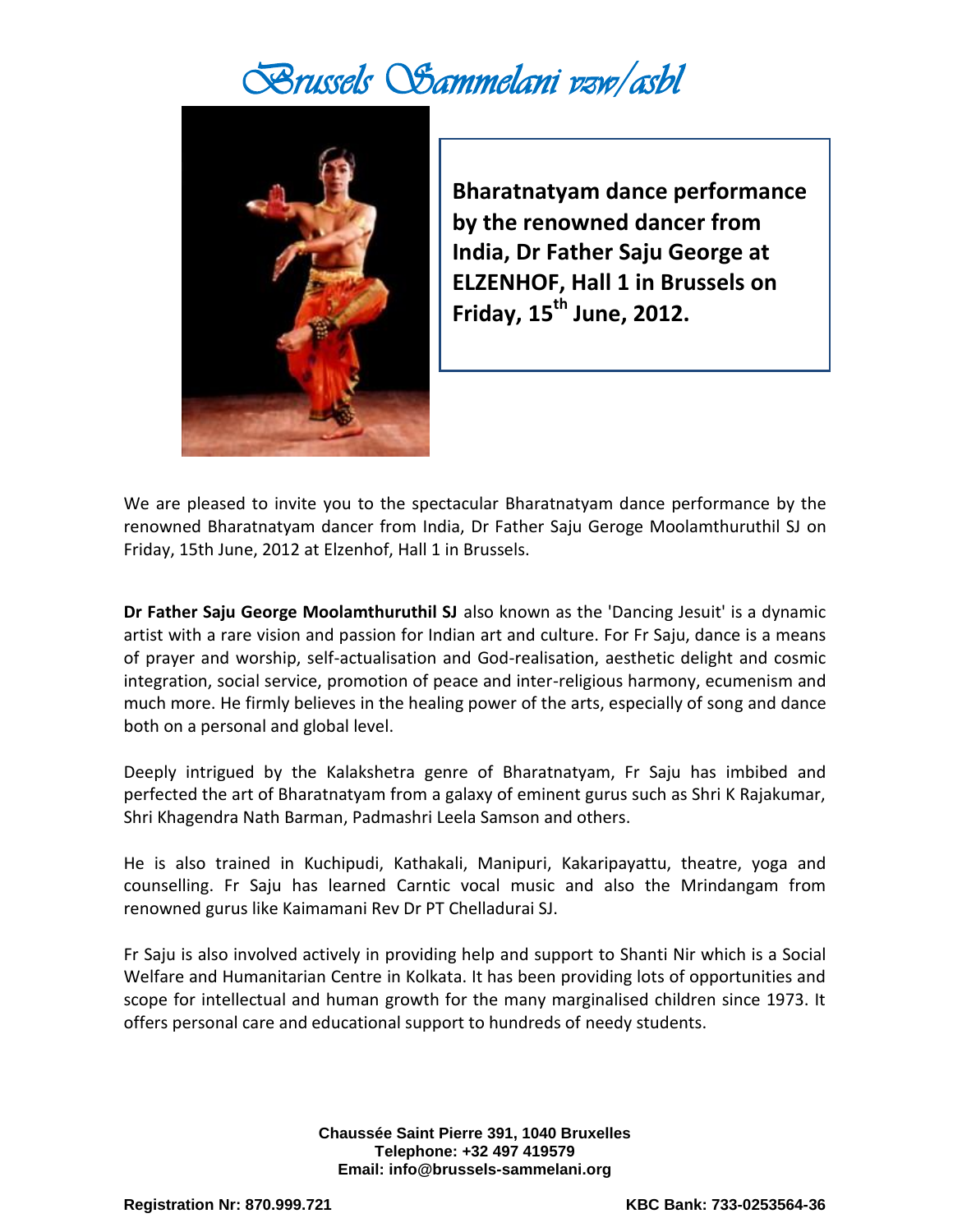# *Brussels Sammelani vzw/asbl*

**Bharatnatyam dance performance by the renowned dancer from India, Dr Father Saju George at ELZENHOF, Hall 1 in Brussels on Friday, 15th June, 2012.**

We are pleased to invite you to the spectacular Bharatnatyam dance performance by the renowned Bharatnatyam dancer from India, Dr Father Saju Geroge Moolamthuruthil SJ on Friday, 15th June, 2012 at Elzenhof, Hall 1 in Brussels.

**Dr Father Saju George Moolamthuruthil SJ** also known as the 'Dancing Jesuit' is a dynamic artist with a rare vision and passion for Indian art and culture. For Fr Saju, dance is a means of prayer and worship, self-actualisation and God-realisation, aesthetic delight and cosmic integration, social service, promotion of peace and inter-religious harmony, ecumenism and much more. He firmly believes in the healing power of the arts, especially of song and dance both on a personal and global level.

Deeply intrigued by the Kalakshetra genre of Bharatnatyam, Fr Saju has imbibed and perfected the art of Bharatnatyam from a galaxy of eminent gurus such as Shri K Rajakumar, Shri Khagendra Nath Barman, Padmashri Leela Samson and others.

He is also trained in Kuchipudi, Kathakali, Manipuri, Kakaripayattu, theatre, yoga and counselling. Fr Saju has learned Carntic vocal music and also the Mrindangam from renowned gurus like Kaimamani Rev Dr PT Chelladurai SJ.

Fr Saju is also involved actively in providing help and support to Shanti Nir which is a Social Welfare and Humanitarian Centre in Kolkata. It has been providing lots of opportunities and scope for intellectual and human growth for the many marginalised children since 1973. It offers personal care and educational support to hundreds of needy students.

**Chaussée Saint Pierre 391, 1040 Bruxelles**
**Telephone: +32 497 419579**
**Email: info@brussels-sammelani.org**

**Registration Nr: 870.999.721** **KBC Bank: 733-0253564-36**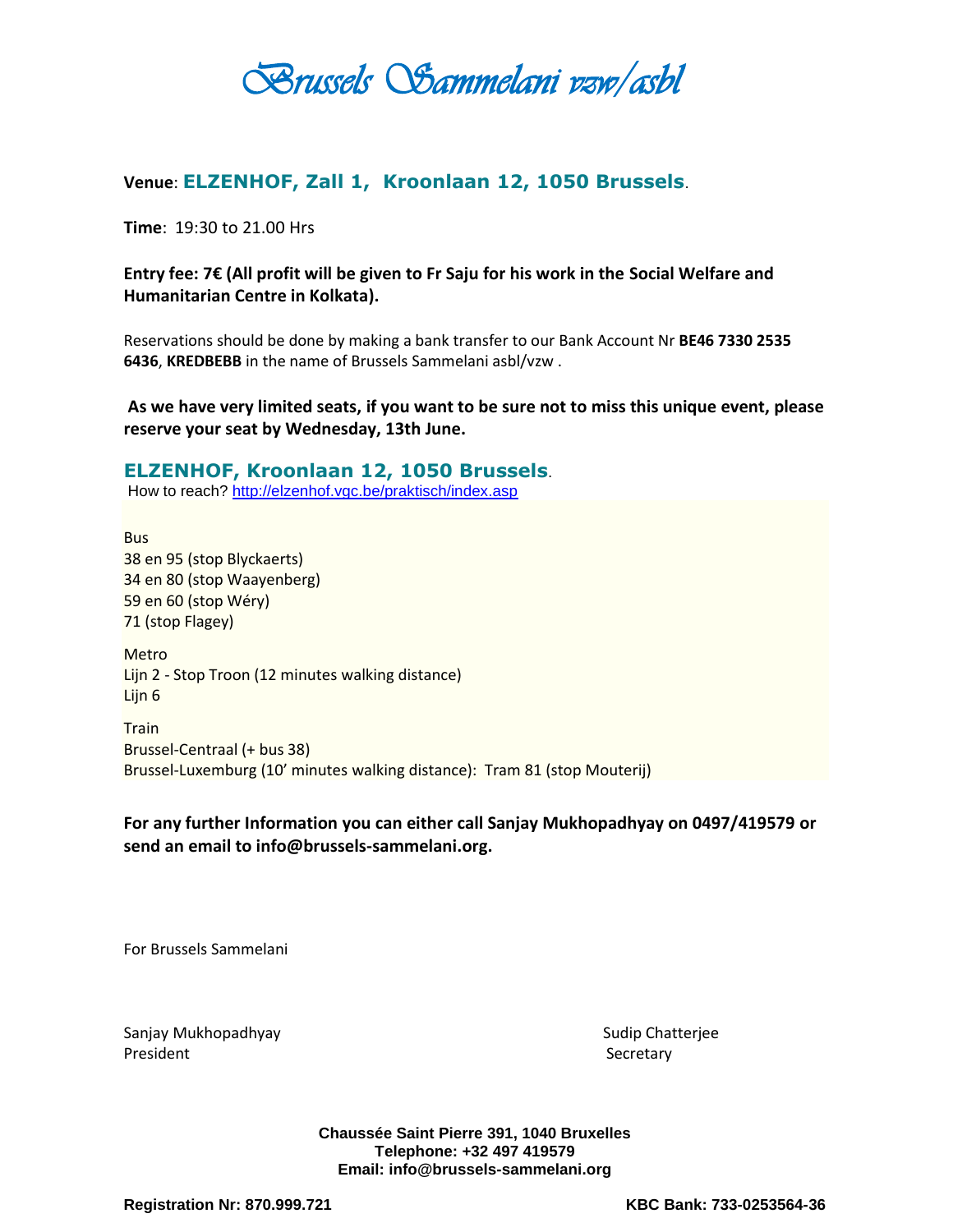# *Brussels Sammelani vzw/asbl*

**Venue**: **ELZENHOF, Zall 1, Kroonlaan 12, 1050 Brussels**.

**Time**: 19:30 to 21.00 Hrs

**Entry fee: 7€ (All profit will be given to Fr Saju for his work in the Social Welfare and Humanitarian Centre in Kolkata).**

Reservations should be done by making a bank transfer to our Bank Account Nr **BE46 7330 2535 6436**, **KREDBEBB** in the name of Brussels Sammelani asbl/vzw .

**As we have very limited seats, if you want to be sure not to miss this unique event, please reserve your seat by Wednesday, 13th June.**

## ELZENHOF, Kroonlaan 12, 1050 Brussels.

How to reach? http://elzenhof.vgc.be/praktisch/index.asp

Bus
38 en 95 (stop Blyckaerts)
34 en 80 (stop Waayenberg)
59 en 60 (stop Wéry)
71 (stop Flagey)

Metro
Lijn 2 - Stop Troon (12 minutes walking distance)
Lijn 6

Train
Brussel-Centraal (+ bus 38)
Brussel-Luxemburg (10' minutes walking distance): Tram 81 (stop Mouterij)

**For any further Information you can either call Sanjay Mukhopadhyay on 0497/419579 or send an email to info@brussels-sammelani.org.**

For Brussels Sammelani

Sanjay Mukhopadhyay
President

Sudip Chatterjee
Secretary

**Chaussée Saint Pierre 391, 1040 Bruxelles**
**Telephone: +32 497 419579**
**Email: info@brussels-sammelani.org**

**Registration Nr: 870.999.721** **KBC Bank: 733-0253564-36**